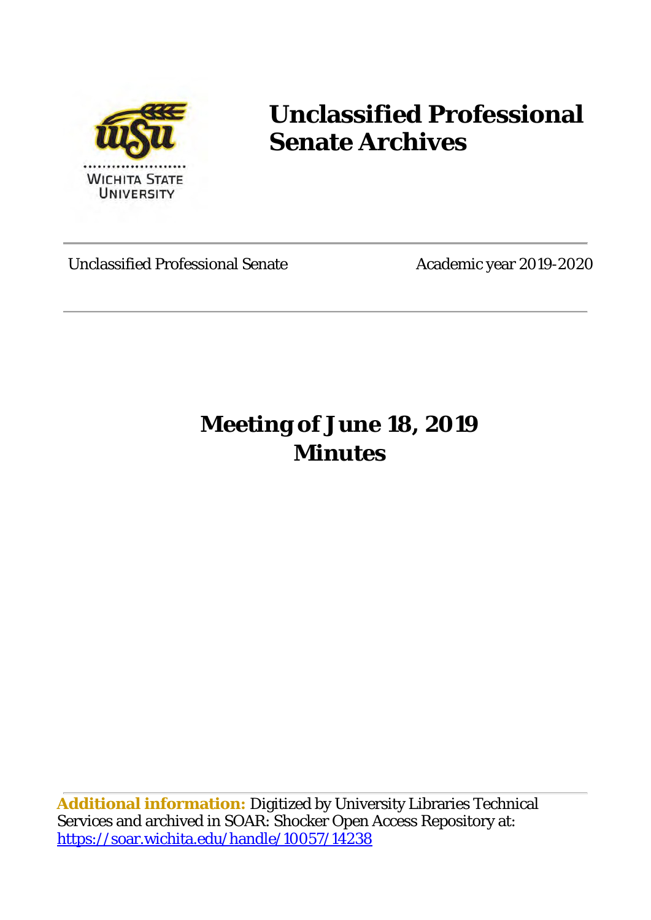# Unclassified Professional Senate Archives

Unclassified Professional Senate | Academic year 2019-2020

## Meeting of June 18, 2019
## Minutes

**Additional information:** Digitized by University Libraries Technical Services and archived in SOAR: Shocker Open Access Repository at: https://soar.wichita.edu/handle/10057/14238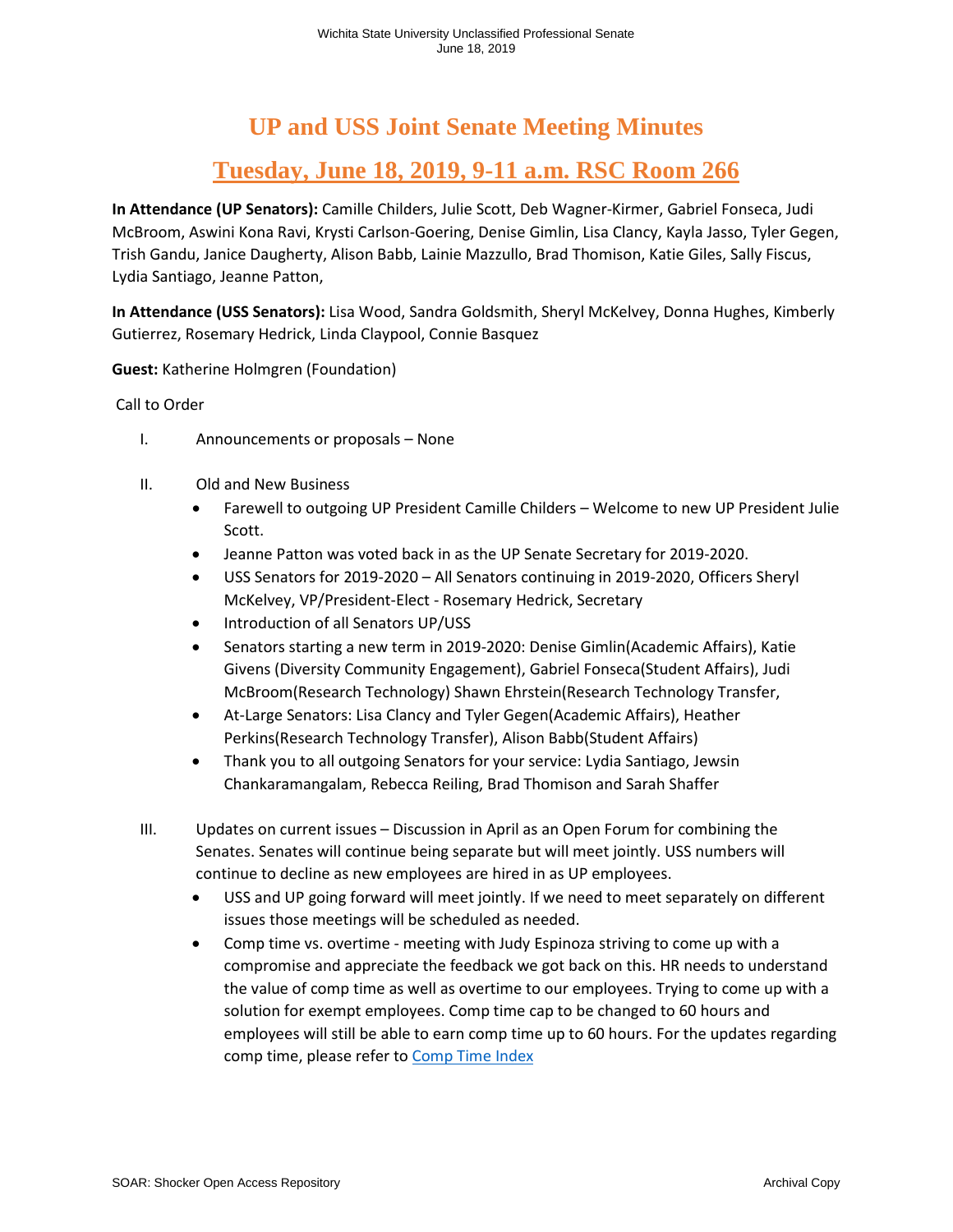# UP and USS Joint Senate Meeting Minutes

## Tuesday, June 18, 2019, 9-11 a.m. RSC Room 266

**In Attendance (UP Senators):** Camille Childers, Julie Scott, Deb Wagner-Kirmer, Gabriel Fonseca, Judi McBroom, Aswini Kona Ravi, Krysti Carlson-Goering, Denise Gimlin, Lisa Clancy, Kayla Jasso, Tyler Gegen, Trish Gandu, Janice Daugherty, Alison Babb, Lainie Mazzullo, Brad Thomison, Katie Giles, Sally Fiscus, Lydia Santiago, Jeanne Patton,

**In Attendance (USS Senators):** Lisa Wood, Sandra Goldsmith, Sheryl McKelvey, Donna Hughes, Kimberly Gutierrez, Rosemary Hedrick, Linda Claypool, Connie Basquez

**Guest:** Katherine Holmgren (Foundation)

Call to Order

I. Announcements or proposals – None

II. Old and New Business

- Farewell to outgoing UP President Camille Childers – Welcome to new UP President Julie Scott.
- Jeanne Patton was voted back in as the UP Senate Secretary for 2019-2020.
- USS Senators for 2019-2020 – All Senators continuing in 2019-2020, Officers Sheryl McKelvey, VP/President-Elect - Rosemary Hedrick, Secretary
- Introduction of all Senators UP/USS
- Senators starting a new term in 2019-2020: Denise Gimlin(Academic Affairs), Katie Givens (Diversity Community Engagement), Gabriel Fonseca(Student Affairs), Judi McBroom(Research Technology) Shawn Ehrstein(Research Technology Transfer,
- At-Large Senators: Lisa Clancy and Tyler Gegen(Academic Affairs), Heather Perkins(Research Technology Transfer), Alison Babb(Student Affairs)
- Thank you to all outgoing Senators for your service: Lydia Santiago, Jewsin Chankaramangalam, Rebecca Reiling, Brad Thomison and Sarah Shaffer

III. Updates on current issues – Discussion in April as an Open Forum for combining the Senates. Senates will continue being separate but will meet jointly. USS numbers will continue to decline as new employees are hired in as UP employees.

- USS and UP going forward will meet jointly. If we need to meet separately on different issues those meetings will be scheduled as needed.
- Comp time vs. overtime - meeting with Judy Espinoza striving to come up with a compromise and appreciate the feedback we got back on this. HR needs to understand the value of comp time as well as overtime to our employees. Trying to come up with a solution for exempt employees. Comp time cap to be changed to 60 hours and employees will still be able to earn comp time up to 60 hours. For the updates regarding comp time, please refer to Comp Time Index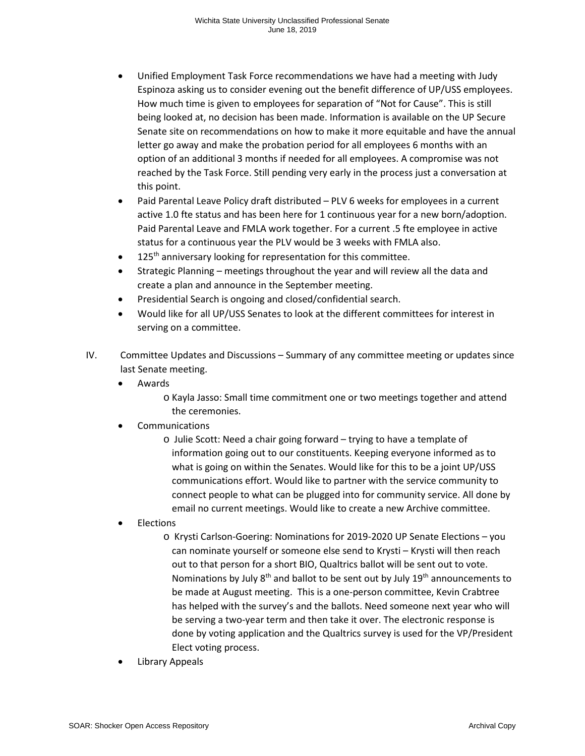- Unified Employment Task Force recommendations we have had a meeting with Judy Espinoza asking us to consider evening out the benefit difference of UP/USS employees. How much time is given to employees for separation of "Not for Cause". This is still being looked at, no decision has been made. Information is available on the UP Secure Senate site on recommendations on how to make it more equitable and have the annual letter go away and make the probation period for all employees 6 months with an option of an additional 3 months if needed for all employees. A compromise was not reached by the Task Force. Still pending very early in the process just a conversation at this point.
- Paid Parental Leave Policy draft distributed – PLV 6 weeks for employees in a current active 1.0 fte status and has been here for 1 continuous year for a new born/adoption. Paid Parental Leave and FMLA work together. For a current .5 fte employee in active status for a continuous year the PLV would be 3 weeks with FMLA also.
- 125th anniversary looking for representation for this committee.
- Strategic Planning – meetings throughout the year and will review all the data and create a plan and announce in the September meeting.
- Presidential Search is ongoing and closed/confidential search.
- Would like for all UP/USS Senates to look at the different committees for interest in serving on a committee.

IV. Committee Updates and Discussions – Summary of any committee meeting or updates since last Senate meeting.

- Awards
  - Kayla Jasso: Small time commitment one or two meetings together and attend the ceremonies.
- Communications
  - Julie Scott: Need a chair going forward – trying to have a template of information going out to our constituents. Keeping everyone informed as to what is going on within the Senates. Would like for this to be a joint UP/USS communications effort. Would like to partner with the service community to connect people to what can be plugged into for community service. All done by email no current meetings. Would like to create a new Archive committee.
- Elections
  - Krysti Carlson-Goering: Nominations for 2019-2020 UP Senate Elections – you can nominate yourself or someone else send to Krysti – Krysti will then reach out to that person for a short BIO, Qualtrics ballot will be sent out to vote. Nominations by July 8th and ballot to be sent out by July 19th announcements to be made at August meeting. This is a one-person committee, Kevin Crabtree has helped with the survey's and the ballots. Need someone next year who will be serving a two-year term and then take it over. The electronic response is done by voting application and the Qualtrics survey is used for the VP/President Elect voting process.
- Library Appeals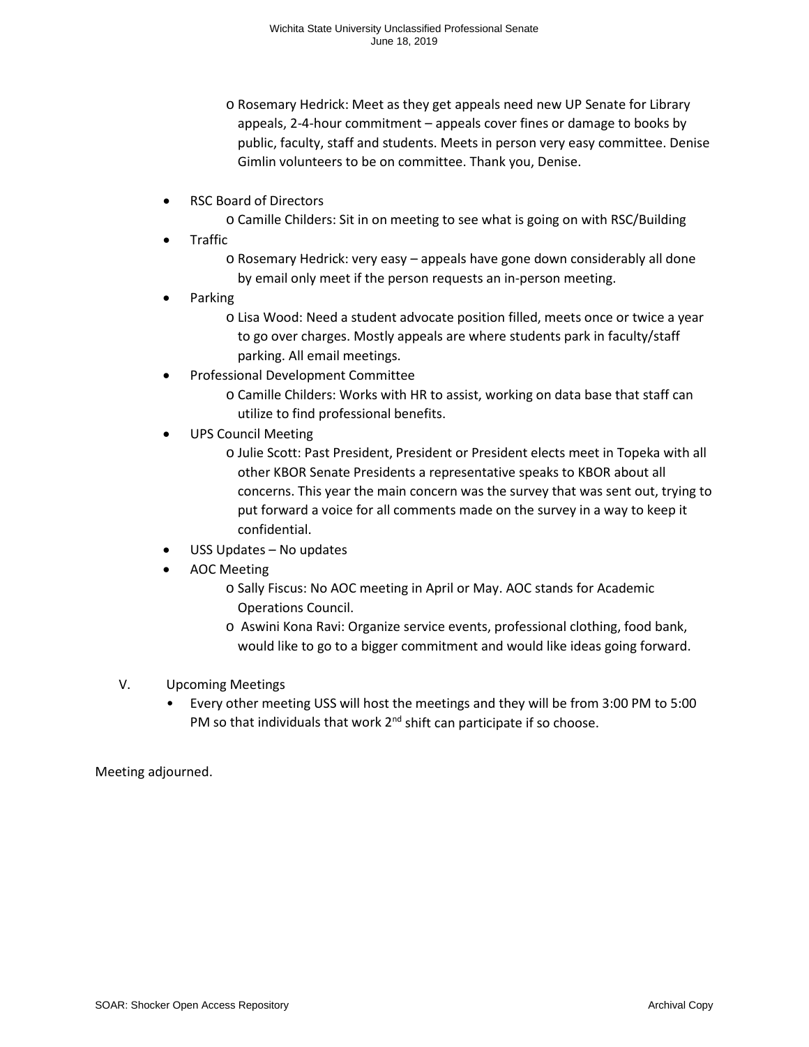- Rosemary Hedrick: Meet as they get appeals need new UP Senate for Library appeals, 2-4-hour commitment – appeals cover fines or damage to books by public, faculty, staff and students. Meets in person very easy committee. Denise Gimlin volunteers to be on committee. Thank you, Denise.

- RSC Board of Directors
  - Camille Childers: Sit in on meeting to see what is going on with RSC/Building
- Traffic
  - Rosemary Hedrick: very easy – appeals have gone down considerably all done by email only meet if the person requests an in-person meeting.
- Parking
  - Lisa Wood: Need a student advocate position filled, meets once or twice a year to go over charges. Mostly appeals are where students park in faculty/staff parking. All email meetings.
- Professional Development Committee
  - Camille Childers: Works with HR to assist, working on data base that staff can utilize to find professional benefits.
- UPS Council Meeting
  - Julie Scott: Past President, President or President elects meet in Topeka with all other KBOR Senate Presidents a representative speaks to KBOR about all concerns. This year the main concern was the survey that was sent out, trying to put forward a voice for all comments made on the survey in a way to keep it confidential.
- USS Updates – No updates
- AOC Meeting
  - Sally Fiscus: No AOC meeting in April or May. AOC stands for Academic Operations Council.
  - Aswini Kona Ravi: Organize service events, professional clothing, food bank, would like to go to a bigger commitment and would like ideas going forward.

V. Upcoming Meetings

- Every other meeting USS will host the meetings and they will be from 3:00 PM to 5:00 PM so that individuals that work 2nd shift can participate if so choose.

Meeting adjourned.